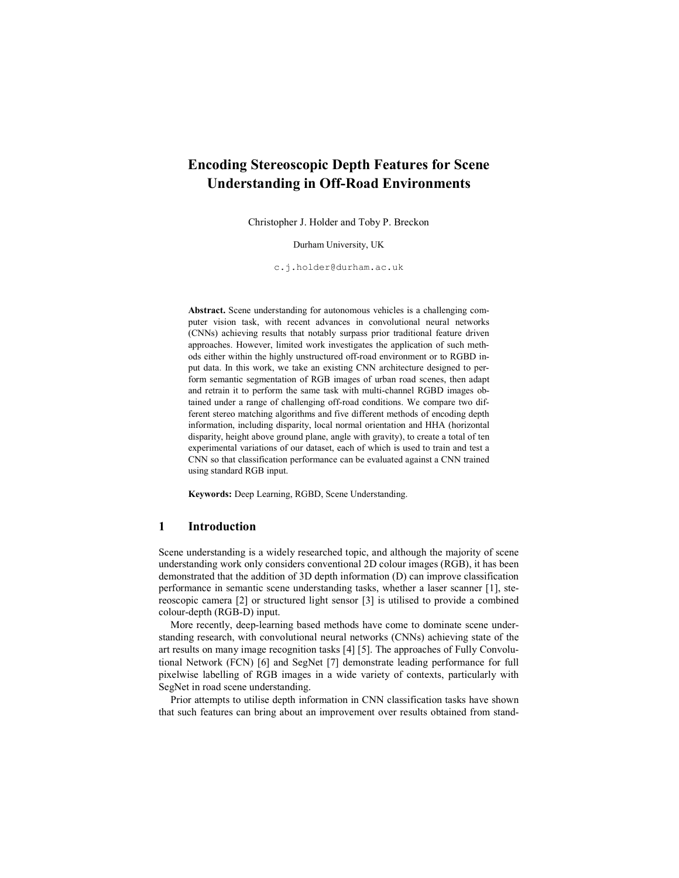# Encoding Stereoscopic Depth Features for Scene Understanding in Off-Road Environments

Christopher J. Holder and Toby P. Breckon

Durham University, UK

c.j.holder@durham.ac.uk

**Abstract.** Scene understanding for autonomous vehicles is a challenging computer vision task, with recent advances in convolutional neural networks (CNNs) achieving results that notably surpass prior traditional feature driven approaches. However, limited work investigates the application of such methods either within the highly unstructured off-road environment or to RGBD input data. In this work, we take an existing CNN architecture designed to perform semantic segmentation of RGB images of urban road scenes, then adapt and retrain it to perform the same task with multi-channel RGBD images obtained under a range of challenging off-road conditions. We compare two different stereo matching algorithms and five different methods of encoding depth information, including disparity, local normal orientation and HHA (horizontal disparity, height above ground plane, angle with gravity), to create a total of ten experimental variations of our dataset, each of which is used to train and test a CNN so that classification performance can be evaluated against a CNN trained using standard RGB input.

**Keywords:** Deep Learning, RGBD, Scene Understanding.

## 1 Introduction

Scene understanding is a widely researched topic, and although the majority of scene understanding work only considers conventional 2D colour images (RGB), it has been demonstrated that the addition of 3D depth information (D) can improve classification performance in semantic scene understanding tasks, whether a laser scanner [1], stereoscopic camera [2] or structured light sensor [3] is utilised to provide a combined colour-depth (RGB-D) input.

More recently, deep-learning based methods have come to dominate scene understanding research, with convolutional neural networks (CNNs) achieving state of the art results on many image recognition tasks [4] [5]. The approaches of Fully Convolutional Network (FCN) [6] and SegNet [7] demonstrate leading performance for full pixelwise labelling of RGB images in a wide variety of contexts, particularly with SegNet in road scene understanding.

Prior attempts to utilise depth information in CNN classification tasks have shown that such features can bring about an improvement over results obtained from stand-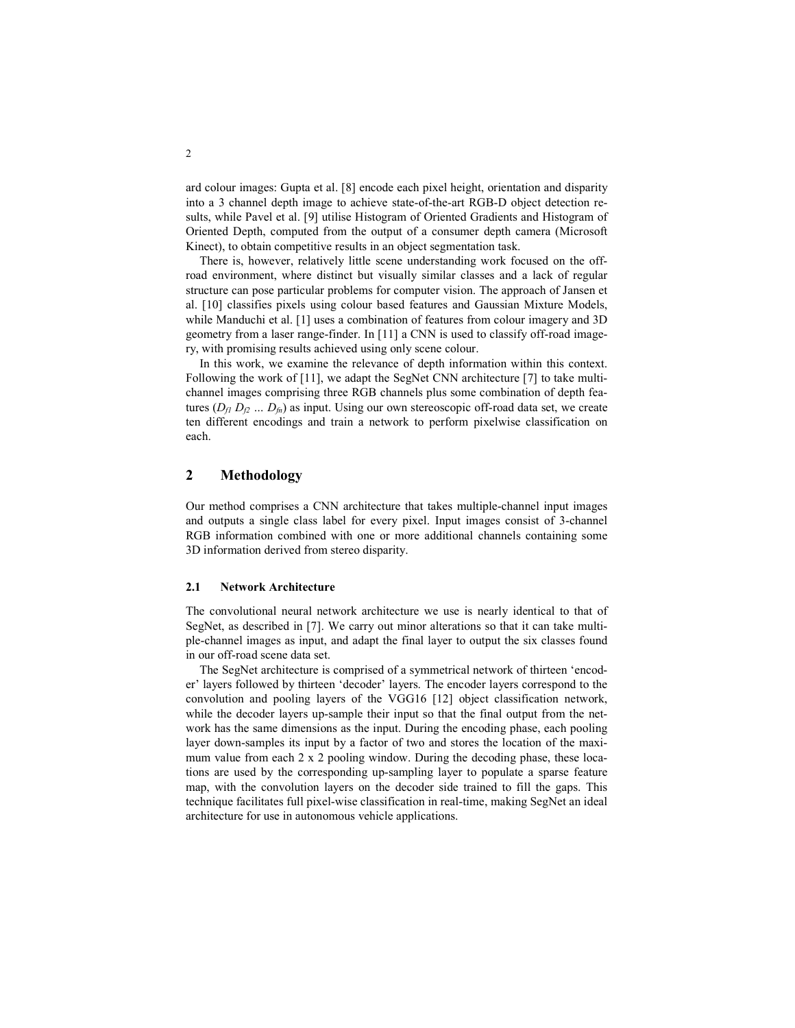ard colour images: Gupta et al. [8] encode each pixel height, orientation and disparity into a 3 channel depth image to achieve state-of-the-art RGB-D object detection results, while Pavel et al. [9] utilise Histogram of Oriented Gradients and Histogram of Oriented Depth, computed from the output of a consumer depth camera (Microsoft Kinect), to obtain competitive results in an object segmentation task.

There is, however, relatively little scene understanding work focused on the off-road environment, where distinct but visually similar classes and a lack of regular structure can pose particular problems for computer vision. The approach of Jansen et al. [10] classifies pixels using colour based features and Gaussian Mixture Models, while Manduchi et al. [1] uses a combination of features from colour imagery and 3D geometry from a laser range-finder. In [11] a CNN is used to classify off-road imagery, with promising results achieved using only scene colour.

In this work, we examine the relevance of depth information within this context. Following the work of [11], we adapt the SegNet CNN architecture [7] to take multi-channel images comprising three RGB channels plus some combination of depth features ($D_{f1}$ $D_{f2}$ ... $D_{fn}$) as input. Using our own stereoscopic off-road data set, we create ten different encodings and train a network to perform pixelwise classification on each.

## 2 Methodology

Our method comprises a CNN architecture that takes multiple-channel input images and outputs a single class label for every pixel. Input images consist of 3-channel RGB information combined with one or more additional channels containing some 3D information derived from stereo disparity.

### 2.1 Network Architecture

The convolutional neural network architecture we use is nearly identical to that of SegNet, as described in [7]. We carry out minor alterations so that it can take multiple-channel images as input, and adapt the final layer to output the six classes found in our off-road scene data set.

The SegNet architecture is comprised of a symmetrical network of thirteen 'encoder' layers followed by thirteen 'decoder' layers. The encoder layers correspond to the convolution and pooling layers of the VGG16 [12] object classification network, while the decoder layers up-sample their input so that the final output from the network has the same dimensions as the input. During the encoding phase, each pooling layer down-samples its input by a factor of two and stores the location of the maximum value from each 2 x 2 pooling window. During the decoding phase, these locations are used by the corresponding up-sampling layer to populate a sparse feature map, with the convolution layers on the decoder side trained to fill the gaps. This technique facilitates full pixel-wise classification in real-time, making SegNet an ideal architecture for use in autonomous vehicle applications.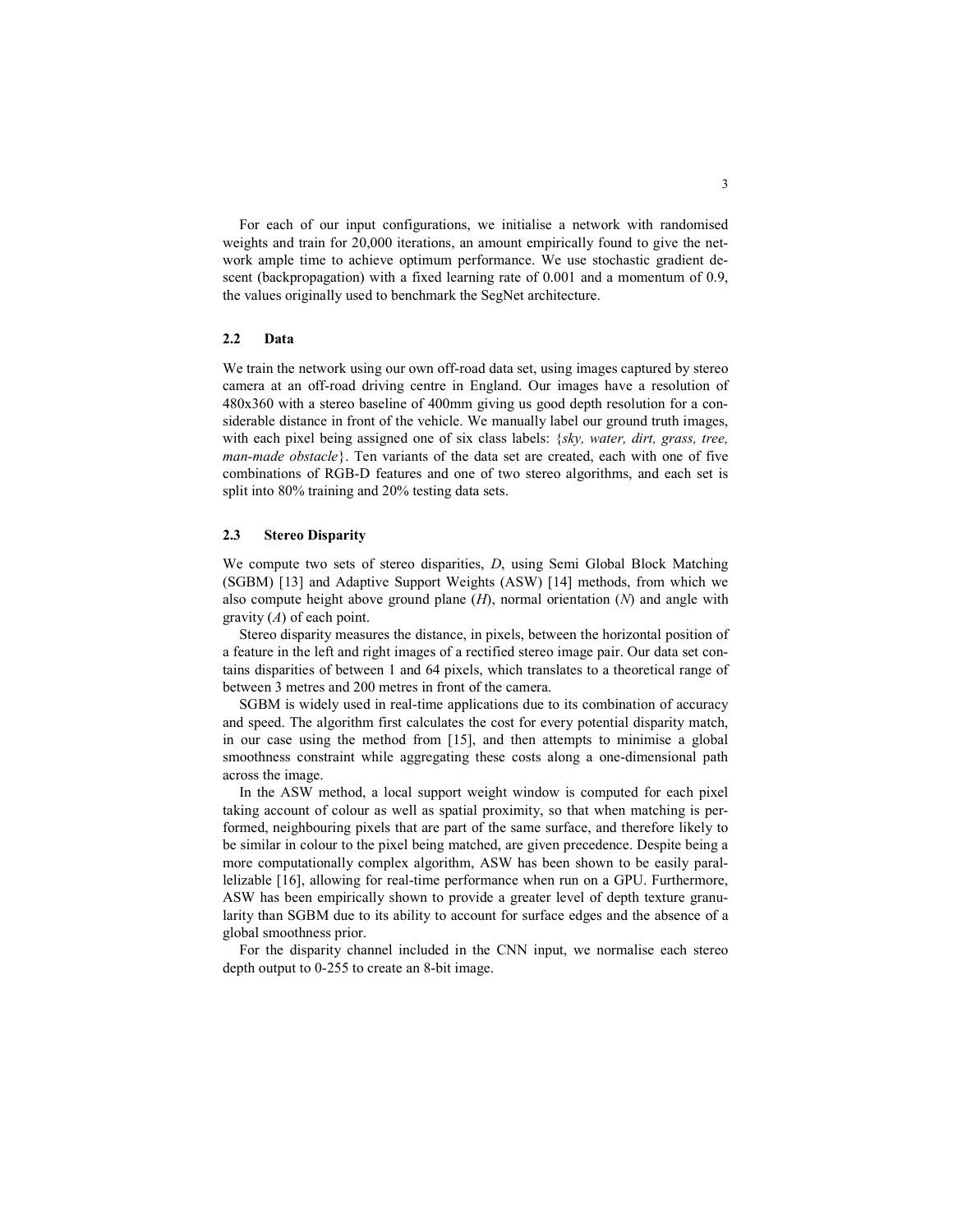For each of our input configurations, we initialise a network with randomised weights and train for 20,000 iterations, an amount empirically found to give the network ample time to achieve optimum performance. We use stochastic gradient descent (backpropagation) with a fixed learning rate of 0.001 and a momentum of 0.9, the values originally used to benchmark the SegNet architecture.

### 2.2 Data

We train the network using our own off-road data set, using images captured by stereo camera at an off-road driving centre in England. Our images have a resolution of 480x360 with a stereo baseline of 400mm giving us good depth resolution for a considerable distance in front of the vehicle. We manually label our ground truth images, with each pixel being assigned one of six class labels: {*sky, water, dirt, grass, tree, man-made obstacle*}. Ten variants of the data set are created, each with one of five combinations of RGB-D features and one of two stereo algorithms, and each set is split into 80% training and 20% testing data sets.

### 2.3 Stereo Disparity

We compute two sets of stereo disparities, *D*, using Semi Global Block Matching (SGBM) [13] and Adaptive Support Weights (ASW) [14] methods, from which we also compute height above ground plane (*H*), normal orientation (*N*) and angle with gravity (*A*) of each point.

Stereo disparity measures the distance, in pixels, between the horizontal position of a feature in the left and right images of a rectified stereo image pair. Our data set contains disparities of between 1 and 64 pixels, which translates to a theoretical range of between 3 metres and 200 metres in front of the camera.

SGBM is widely used in real-time applications due to its combination of accuracy and speed. The algorithm first calculates the cost for every potential disparity match, in our case using the method from [15], and then attempts to minimise a global smoothness constraint while aggregating these costs along a one-dimensional path across the image.

In the ASW method, a local support weight window is computed for each pixel taking account of colour as well as spatial proximity, so that when matching is performed, neighbouring pixels that are part of the same surface, and therefore likely to be similar in colour to the pixel being matched, are given precedence. Despite being a more computationally complex algorithm, ASW has been shown to be easily parallelizable [16], allowing for real-time performance when run on a GPU. Furthermore, ASW has been empirically shown to provide a greater level of depth texture granularity than SGBM due to its ability to account for surface edges and the absence of a global smoothness prior.

For the disparity channel included in the CNN input, we normalise each stereo depth output to 0-255 to create an 8-bit image.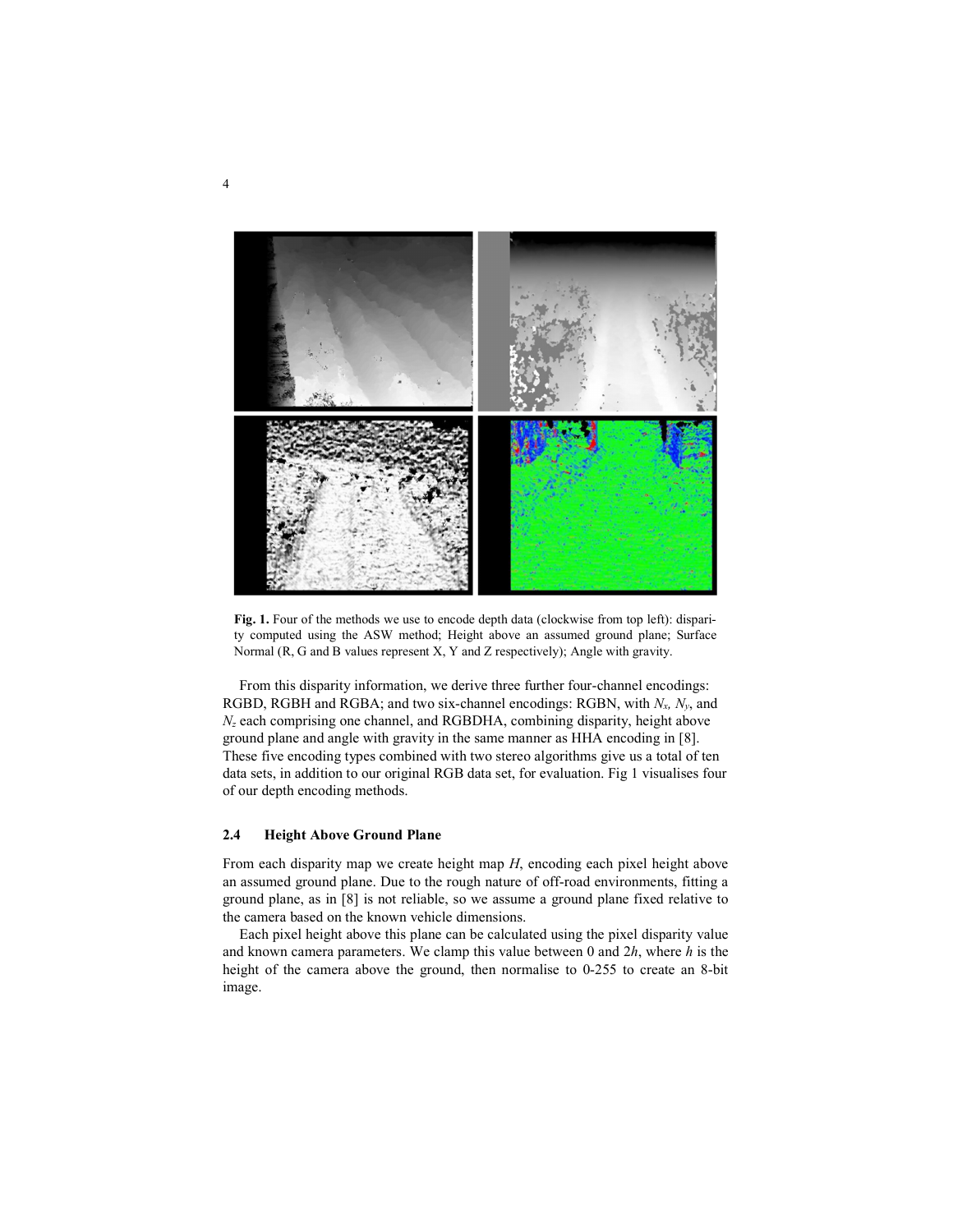**Fig. 1.** Four of the methods we use to encode depth data (clockwise from top left): disparity computed using the ASW method; Height above an assumed ground plane; Surface Normal (R, G and B values represent X, Y and Z respectively); Angle with gravity.

From this disparity information, we derive three further four-channel encodings: RGBD, RGBH and RGBA; and two six-channel encodings: RGBN, with $N_x$, $N_y$, and $N_z$ each comprising one channel, and RGBDHA, combining disparity, height above ground plane and angle with gravity in the same manner as HHA encoding in [8]. These five encoding types combined with two stereo algorithms give us a total of ten data sets, in addition to our original RGB data set, for evaluation. Fig 1 visualises four of our depth encoding methods.

### 2.4 Height Above Ground Plane

From each disparity map we create height map $H$, encoding each pixel height above an assumed ground plane. Due to the rough nature of off-road environments, fitting a ground plane, as in [8] is not reliable, so we assume a ground plane fixed relative to the camera based on the known vehicle dimensions.

Each pixel height above this plane can be calculated using the pixel disparity value and known camera parameters. We clamp this value between 0 and $2h$, where $h$ is the height of the camera above the ground, then normalise to 0-255 to create an 8-bit image.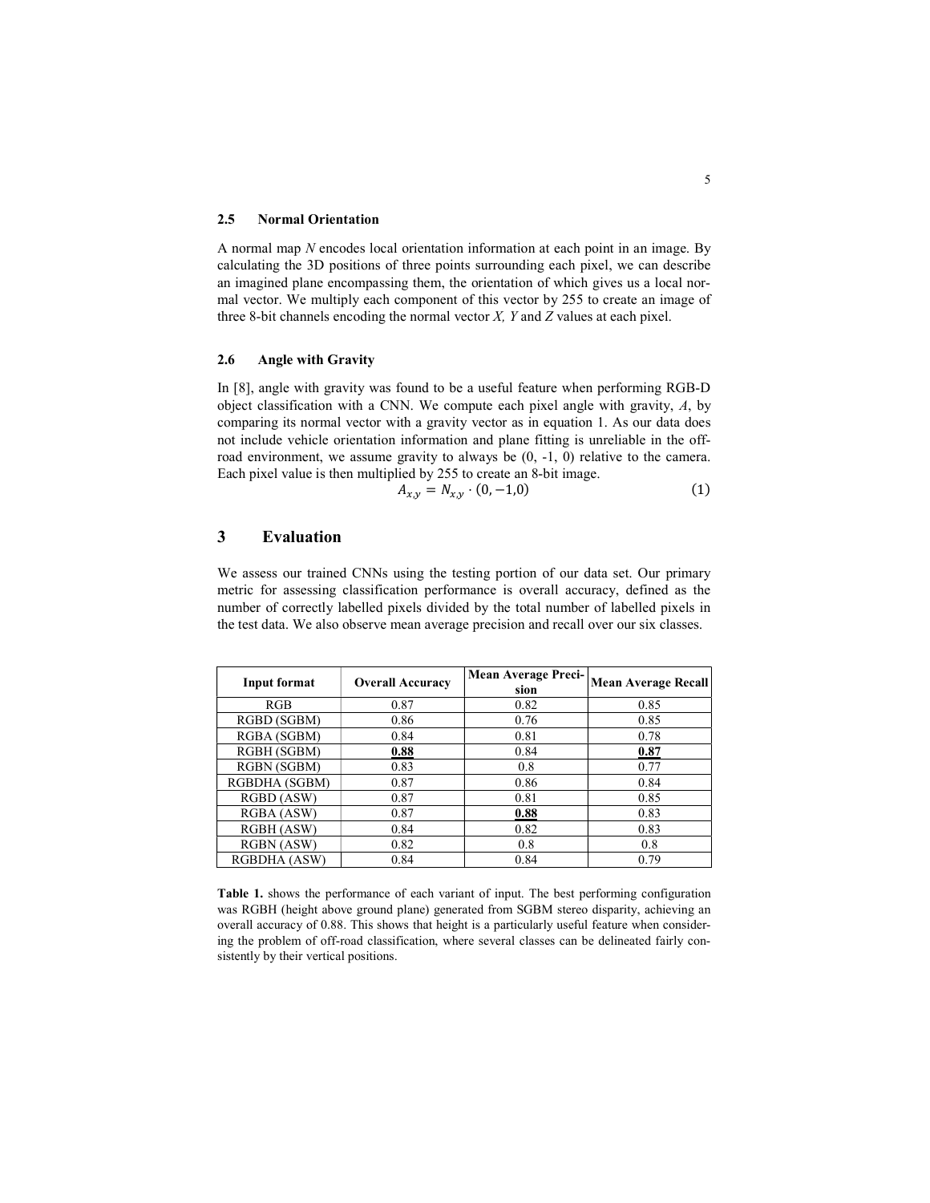### 2.5 Normal Orientation

A normal map $N$ encodes local orientation information at each point in an image. By calculating the 3D positions of three points surrounding each pixel, we can describe an imagined plane encompassing them, the orientation of which gives us a local normal vector. We multiply each component of this vector by 255 to create an image of three 8-bit channels encoding the normal vector $X$, $Y$ and $Z$ values at each pixel.

### 2.6 Angle with Gravity

In [8], angle with gravity was found to be a useful feature when performing RGB-D object classification with a CNN. We compute each pixel angle with gravity, $A$, by comparing its normal vector with a gravity vector as in equation 1. As our data does not include vehicle orientation information and plane fitting is unreliable in the off-road environment, we assume gravity to always be (0, -1, 0) relative to the camera. Each pixel value is then multiplied by 255 to create an 8-bit image.

$$A_{x,y} = N_{x,y} \cdot (0, -1, 0) \tag{1}$$

## 3 Evaluation

We assess our trained CNNs using the testing portion of our data set. Our primary metric for assessing classification performance is overall accuracy, defined as the number of correctly labelled pixels divided by the total number of labelled pixels in the test data. We also observe mean average precision and recall over our six classes.

| Input format | Overall Accuracy | Mean Average Precision | Mean Average Recall |
|---|---|---|---|
| RGB | 0.87 | 0.82 | 0.85 |
| RGBD (SGBM) | 0.86 | 0.76 | 0.85 |
| RGBA (SGBM) | 0.84 | 0.81 | 0.78 |
| RGBH (SGBM) | **0.88** | 0.84 | **0.87** |
| RGBN (SGBM) | 0.83 | 0.8 | 0.77 |
| RGBDHA (SGBM) | 0.87 | 0.86 | 0.84 |
| RGBD (ASW) | 0.87 | 0.81 | 0.85 |
| RGBA (ASW) | 0.87 | **0.88** | 0.83 |
| RGBH (ASW) | 0.84 | 0.82 | 0.83 |
| RGBN (ASW) | 0.82 | 0.8 | 0.8 |
| RGBDHA (ASW) | 0.84 | 0.84 | 0.79 |

**Table 1.** shows the performance of each variant of input. The best performing configuration was RGBH (height above ground plane) generated from SGBM stereo disparity, achieving an overall accuracy of 0.88. This shows that height is a particularly useful feature when considering the problem of off-road classification, where several classes can be delineated fairly consistently by their vertical positions.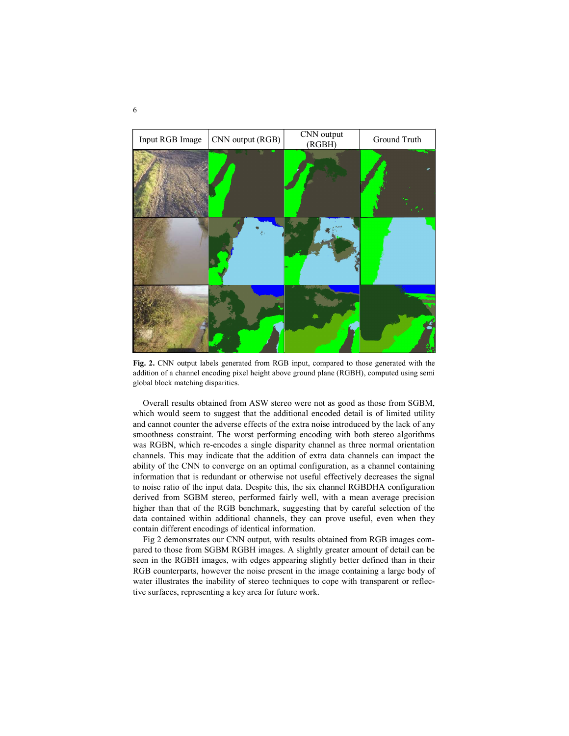| Input RGB Image | CNN output (RGB) | CNN output (RGBH) | Ground Truth |
|---|---|---|---|
| | | | |
| | | | |
| | | | |

**Fig. 2.** CNN output labels generated from RGB input, compared to those generated with the addition of a channel encoding pixel height above ground plane (RGBH), computed using semi global block matching disparities.

Overall results obtained from ASW stereo were not as good as those from SGBM, which would seem to suggest that the additional encoded detail is of limited utility and cannot counter the adverse effects of the extra noise introduced by the lack of any smoothness constraint. The worst performing encoding with both stereo algorithms was RGBN, which re-encodes a single disparity channel as three normal orientation channels. This may indicate that the addition of extra data channels can impact the ability of the CNN to converge on an optimal configuration, as a channel containing information that is redundant or otherwise not useful effectively decreases the signal to noise ratio of the input data. Despite this, the six channel RGBDHA configuration derived from SGBM stereo, performed fairly well, with a mean average precision higher than that of the RGB benchmark, suggesting that by careful selection of the data contained within additional channels, they can prove useful, even when they contain different encodings of identical information.

Fig 2 demonstrates our CNN output, with results obtained from RGB images compared to those from SGBM RGBH images. A slightly greater amount of detail can be seen in the RGBH images, with edges appearing slightly better defined than in their RGB counterparts, however the noise present in the image containing a large body of water illustrates the inability of stereo techniques to cope with transparent or reflective surfaces, representing a key area for future work.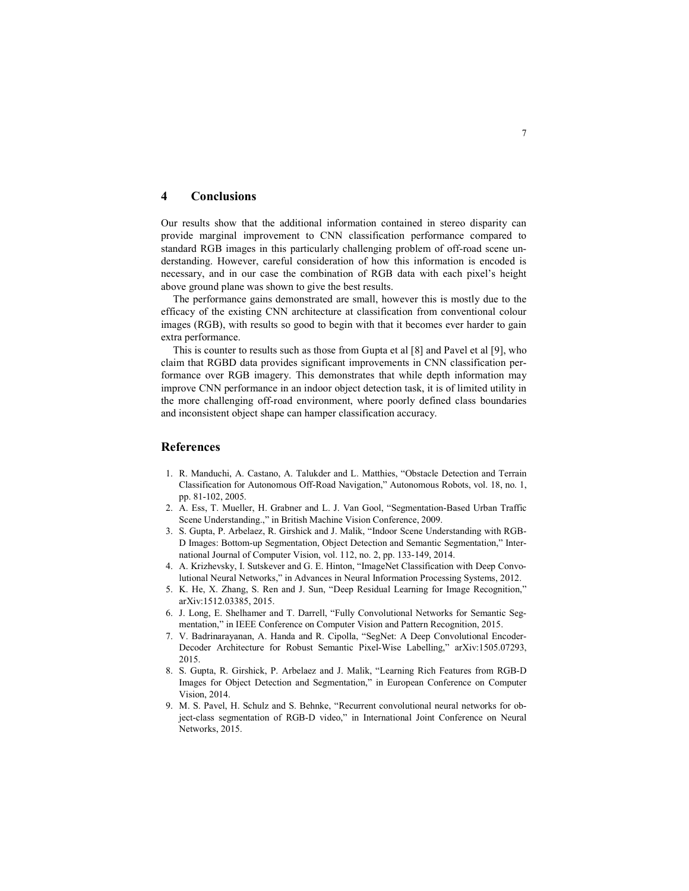## 4 Conclusions

Our results show that the additional information contained in stereo disparity can provide marginal improvement to CNN classification performance compared to standard RGB images in this particularly challenging problem of off-road scene understanding. However, careful consideration of how this information is encoded is necessary, and in our case the combination of RGB data with each pixel's height above ground plane was shown to give the best results.

The performance gains demonstrated are small, however this is mostly due to the efficacy of the existing CNN architecture at classification from conventional colour images (RGB), with results so good to begin with that it becomes ever harder to gain extra performance.

This is counter to results such as those from Gupta et al [8] and Pavel et al [9], who claim that RGBD data provides significant improvements in CNN classification performance over RGB imagery. This demonstrates that while depth information may improve CNN performance in an indoor object detection task, it is of limited utility in the more challenging off-road environment, where poorly defined class boundaries and inconsistent object shape can hamper classification accuracy.

## References

1. R. Manduchi, A. Castano, A. Talukder and L. Matthies, "Obstacle Detection and Terrain Classification for Autonomous Off-Road Navigation," Autonomous Robots, vol. 18, no. 1, pp. 81-102, 2005.
2. A. Ess, T. Mueller, H. Grabner and L. J. Van Gool, "Segmentation-Based Urban Traffic Scene Understanding.," in British Machine Vision Conference, 2009.
3. S. Gupta, P. Arbelaez, R. Girshick and J. Malik, "Indoor Scene Understanding with RGB-D Images: Bottom-up Segmentation, Object Detection and Semantic Segmentation," International Journal of Computer Vision, vol. 112, no. 2, pp. 133-149, 2014.
4. A. Krizhevsky, I. Sutskever and G. E. Hinton, "ImageNet Classification with Deep Convolutional Neural Networks," in Advances in Neural Information Processing Systems, 2012.
5. K. He, X. Zhang, S. Ren and J. Sun, "Deep Residual Learning for Image Recognition," arXiv:1512.03385, 2015.
6. J. Long, E. Shelhamer and T. Darrell, "Fully Convolutional Networks for Semantic Segmentation," in IEEE Conference on Computer Vision and Pattern Recognition, 2015.
7. V. Badrinarayanan, A. Handa and R. Cipolla, "SegNet: A Deep Convolutional Encoder-Decoder Architecture for Robust Semantic Pixel-Wise Labelling," arXiv:1505.07293, 2015.
8. S. Gupta, R. Girshick, P. Arbelaez and J. Malik, "Learning Rich Features from RGB-D Images for Object Detection and Segmentation," in European Conference on Computer Vision, 2014.
9. M. S. Pavel, H. Schulz and S. Behnke, "Recurrent convolutional neural networks for object-class segmentation of RGB-D video," in International Joint Conference on Neural Networks, 2015.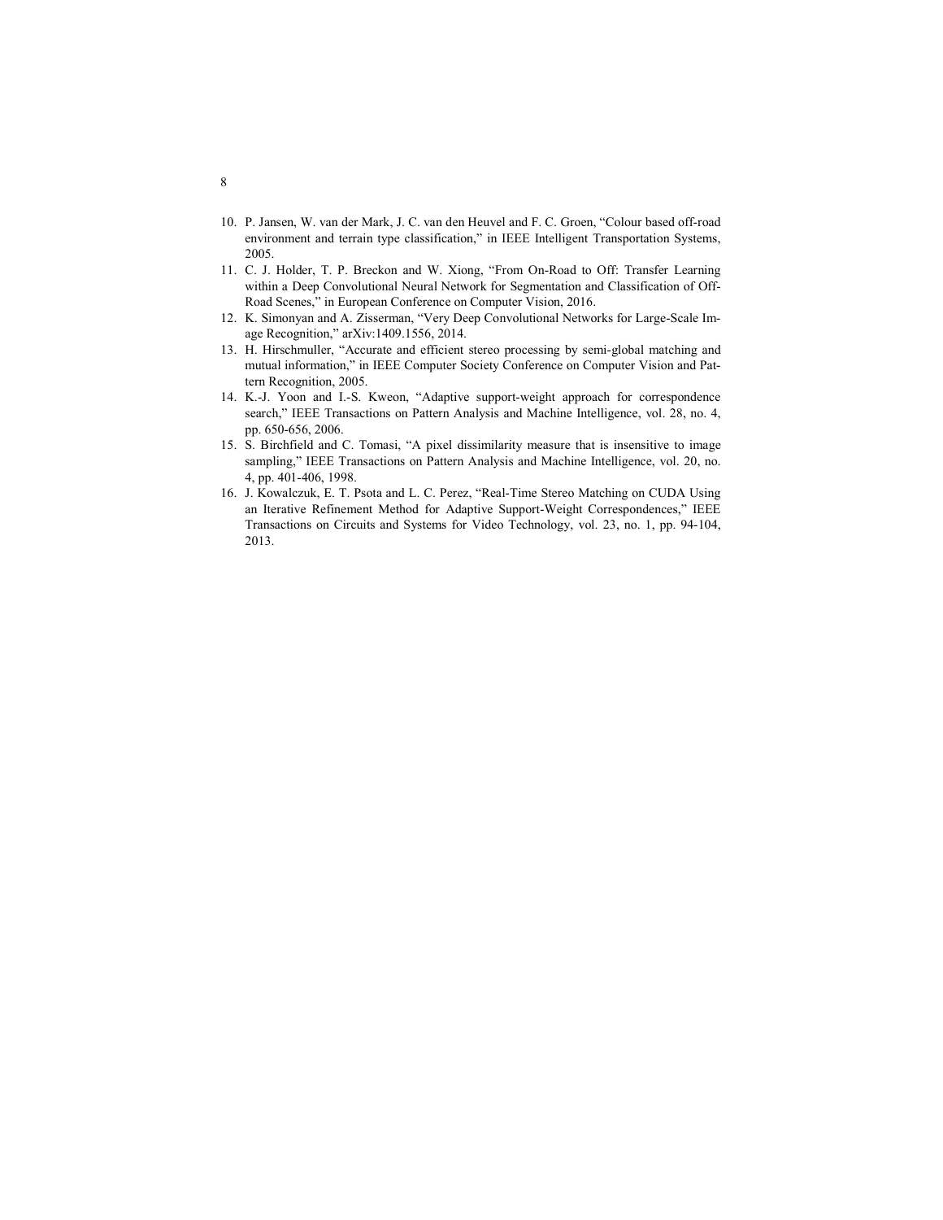10. P. Jansen, W. van der Mark, J. C. van den Heuvel and F. C. Groen, “Colour based off-road environment and terrain type classification,” in IEEE Intelligent Transportation Systems, 2005.
11. C. J. Holder, T. P. Breckon and W. Xiong, “From On-Road to Off: Transfer Learning within a Deep Convolutional Neural Network for Segmentation and Classification of Off-Road Scenes,” in European Conference on Computer Vision, 2016.
12. K. Simonyan and A. Zisserman, “Very Deep Convolutional Networks for Large-Scale Image Recognition,” arXiv:1409.1556, 2014.
13. H. Hirschmuller, “Accurate and efficient stereo processing by semi-global matching and mutual information,” in IEEE Computer Society Conference on Computer Vision and Pattern Recognition, 2005.
14. K.-J. Yoon and I.-S. Kweon, “Adaptive support-weight approach for correspondence search,” IEEE Transactions on Pattern Analysis and Machine Intelligence, vol. 28, no. 4, pp. 650-656, 2006.
15. S. Birchfield and C. Tomasi, “A pixel dissimilarity measure that is insensitive to image sampling,” IEEE Transactions on Pattern Analysis and Machine Intelligence, vol. 20, no. 4, pp. 401-406, 1998.
16. J. Kowalczuk, E. T. Psota and L. C. Perez, “Real-Time Stereo Matching on CUDA Using an Iterative Refinement Method for Adaptive Support-Weight Correspondences,” IEEE Transactions on Circuits and Systems for Video Technology, vol. 23, no. 1, pp. 94-104, 2013.